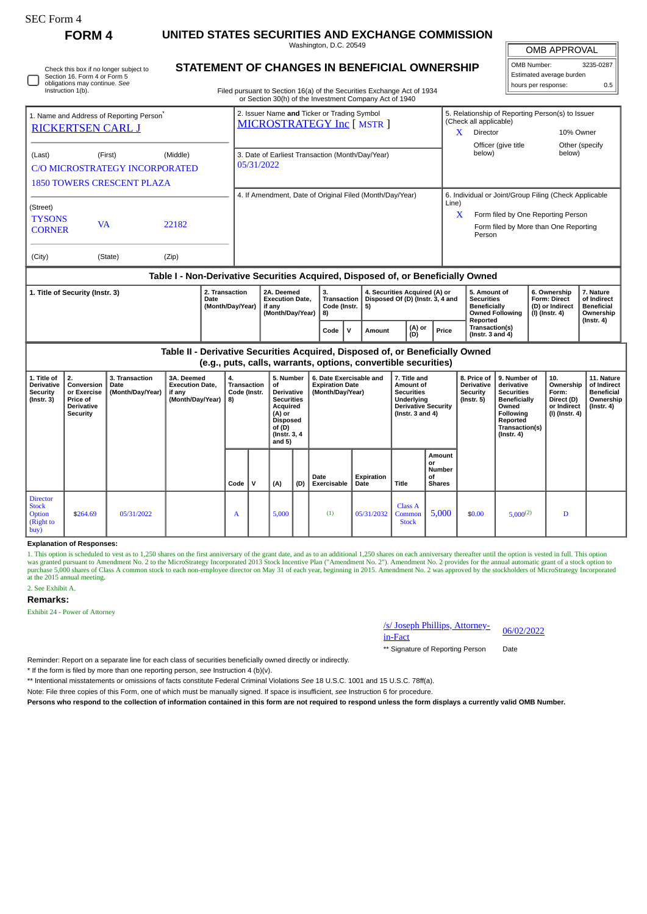SEC Form 4

# FORM 4

## UNITED STATES SECURITIES AND EXCHANGE COMMISSION

Washington, D.C. 20549

Check this box if no longer subject to Section 16. Form 4 or Form 5 obligations may continue. *See* Instruction 1(b).

## STATEMENT OF CHANGES IN BENEFICIAL OWNERSHIP

Filed pursuant to Section 16(a) of the Securities Exchange Act of 1934 or Section 30(h) of the Investment Company Act of 1940

| OMB APPROVAL | |
|---|---|
| OMB Number: | 3235-0287 |
| Estimated average burden | |
| hours per response: | 0.5 |

1. Name and Address of Reporting Person*
RICKERTSEN CARL J

(Last) (First) (Middle)
C/O MICROSTRATEGY INCORPORATED
1850 TOWERS CRESCENT PLAZA

(Street)
TYSONS CORNER VA 22182

(City) (State) (Zip)

2. Issuer Name **and** Ticker or Trading Symbol
MICROSTRATEGY Inc [ MSTR ]

3. Date of Earliest Transaction (Month/Day/Year)
05/31/2022

4. If Amendment, Date of Original Filed (Month/Day/Year)

5. Relationship of Reporting Person(s) to Issuer (Check all applicable)
X Director
10% Owner
Officer (give title below)
Other (specify below)

6. Individual or Joint/Group Filing (Check Applicable Line)
X Form filed by One Reporting Person
Form filed by More than One Reporting Person

### Table I - Non-Derivative Securities Acquired, Disposed of, or Beneficially Owned

| 1. Title of Security (Instr. 3) | 2. Transaction Date (Month/Day/Year) | 2A. Deemed Execution Date, if any (Month/Day/Year) | 3. Transaction Code (Instr. 8) | | 4. Securities Acquired (A) or Disposed Of (D) (Instr. 3, 4 and 5) | | | 5. Amount of Securities Beneficially Owned Following Reported Transaction(s) (Instr. 3 and 4) | 6. Ownership Form: Direct (D) or Indirect (I) (Instr. 4) | 7. Nature of Indirect Beneficial Ownership (Instr. 4) |
|---|---|---|---|---|---|---|---|---|---|---|
| | | | Code | V | Amount | (A) or (D) | Price | | | |

### Table II - Derivative Securities Acquired, Disposed of, or Beneficially Owned (e.g., puts, calls, warrants, options, convertible securities)

| 1. Title of Derivative Security (Instr. 3) | 2. Conversion or Exercise Price of Derivative Security | 3. Transaction Date (Month/Day/Year) | 3A. Deemed Execution Date, if any (Month/Day/Year) | 4. Transaction Code (Instr. 8) | | 5. Number of Derivative Securities Acquired (A) or Disposed of (D) (Instr. 3, 4 and 5) | | 6. Date Exercisable and Expiration Date (Month/Day/Year) | | 7. Title and Amount of Securities Underlying Derivative Security (Instr. 3 and 4) | | 8. Price of Derivative Security (Instr. 5) | 9. Number of derivative Securities Beneficially Owned Following Reported Transaction(s) (Instr. 4) | 10. Ownership Form: Direct (D) or Indirect (I) (Instr. 4) | 11. Nature of Indirect Beneficial Ownership (Instr. 4) |
|---|---|---|---|---|---|---|---|---|---|---|---|---|---|---|---|
| | | | | Code | V | (A) | (D) | Date Exercisable | Expiration Date | Title | Amount or Number of Shares | | | | |
| Director Stock Option (Right to buy) | $264.69 | 05/31/2022 | | A | | 5,000 | | (1) | 05/31/2032 | Class A Common Stock | 5,000 | $0.00 | 5,000(2) | D | |

**Explanation of Responses:**

1. This option is scheduled to vest as to 1,250 shares on the first anniversary of the grant date, and as to an additional 1,250 shares on each anniversary thereafter until the option is vested in full. This option was granted pursuant to Amendment No. 2 to the MicroStrategy Incorporated 2013 Stock Incentive Plan ("Amendment No. 2"). Amendment No. 2 provides for the annual automatic grant of a stock option to purchase 5,000 shares of Class A common stock to each non-employee director on May 31 of each year, beginning in 2015. Amendment No. 2 was approved by the stockholders of MicroStrategy Incorporated at the 2015 annual meeting.

2. See Exhibit A.

**Remarks:**

Exhibit 24 - Power of Attorney

/s/ Joseph Phillips, Attorney-in-Fact — 06/02/2022

** Signature of Reporting Person — Date

Reminder: Report on a separate line for each class of securities beneficially owned directly or indirectly.

* If the form is filed by more than one reporting person, *see* Instruction 4 (b)(v).

** Intentional misstatements or omissions of facts constitute Federal Criminal Violations *See* 18 U.S.C. 1001 and 15 U.S.C. 78ff(a).

Note: File three copies of this Form, one of which must be manually signed. If space is insufficient, *see* Instruction 6 for procedure.

**Persons who respond to the collection of information contained in this form are not required to respond unless the form displays a currently valid OMB Number.**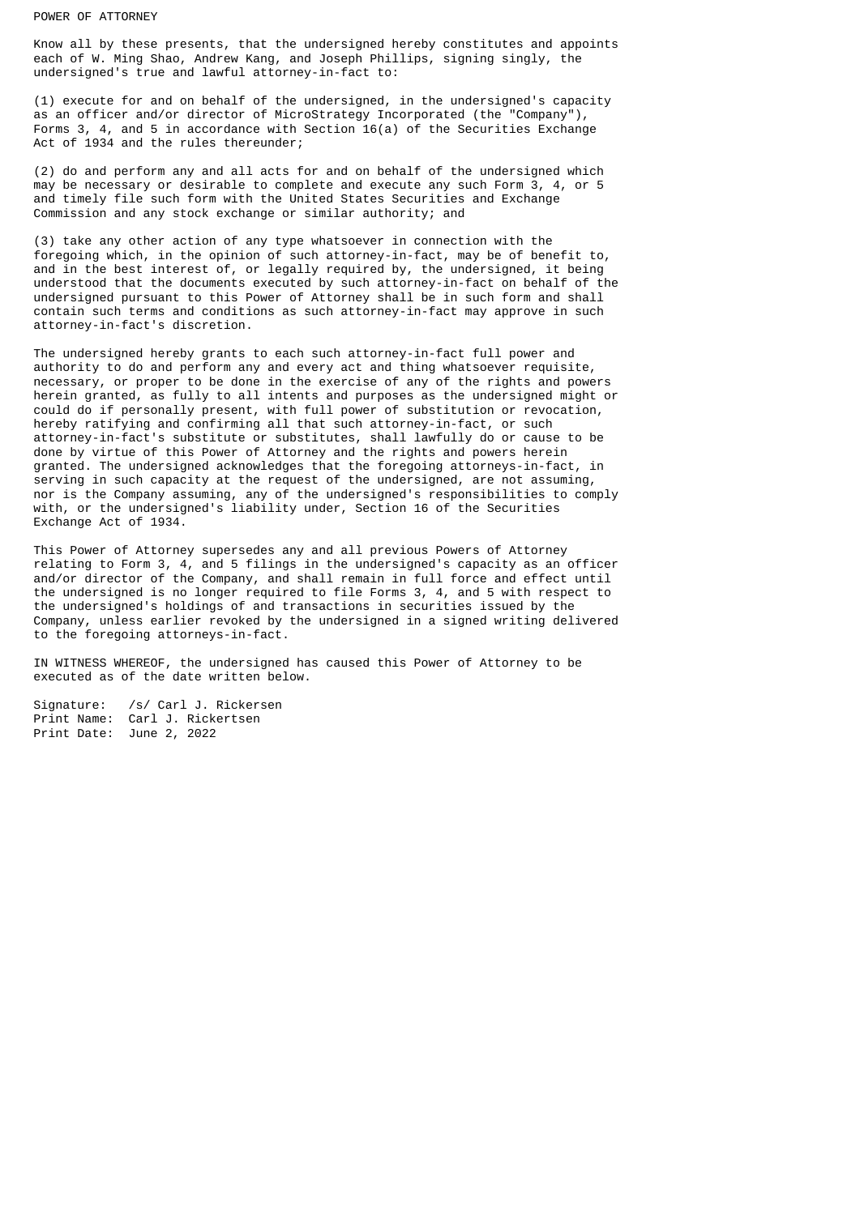# POWER OF ATTORNEY

Know all by these presents, that the undersigned hereby constitutes and appoints each of W. Ming Shao, Andrew Kang, and Joseph Phillips, signing singly, the undersigned's true and lawful attorney-in-fact to:

(1) execute for and on behalf of the undersigned, in the undersigned's capacity as an officer and/or director of MicroStrategy Incorporated (the "Company"), Forms 3, 4, and 5 in accordance with Section 16(a) of the Securities Exchange Act of 1934 and the rules thereunder;

(2) do and perform any and all acts for and on behalf of the undersigned which may be necessary or desirable to complete and execute any such Form 3, 4, or 5 and timely file such form with the United States Securities and Exchange Commission and any stock exchange or similar authority; and

(3) take any other action of any type whatsoever in connection with the foregoing which, in the opinion of such attorney-in-fact, may be of benefit to, and in the best interest of, or legally required by, the undersigned, it being understood that the documents executed by such attorney-in-fact on behalf of the undersigned pursuant to this Power of Attorney shall be in such form and shall contain such terms and conditions as such attorney-in-fact may approve in such attorney-in-fact's discretion.

The undersigned hereby grants to each such attorney-in-fact full power and authority to do and perform any and every act and thing whatsoever requisite, necessary, or proper to be done in the exercise of any of the rights and powers herein granted, as fully to all intents and purposes as the undersigned might or could do if personally present, with full power of substitution or revocation, hereby ratifying and confirming all that such attorney-in-fact, or such attorney-in-fact's substitute or substitutes, shall lawfully do or cause to be done by virtue of this Power of Attorney and the rights and powers herein granted. The undersigned acknowledges that the foregoing attorneys-in-fact, in serving in such capacity at the request of the undersigned, are not assuming, nor is the Company assuming, any of the undersigned's responsibilities to comply with, or the undersigned's liability under, Section 16 of the Securities Exchange Act of 1934.

This Power of Attorney supersedes any and all previous Powers of Attorney relating to Form 3, 4, and 5 filings in the undersigned's capacity as an officer and/or director of the Company, and shall remain in full force and effect until the undersigned is no longer required to file Forms 3, 4, and 5 with respect to the undersigned's holdings of and transactions in securities issued by the Company, unless earlier revoked by the undersigned in a signed writing delivered to the foregoing attorneys-in-fact.

IN WITNESS WHEREOF, the undersigned has caused this Power of Attorney to be executed as of the date written below.

Signature: /s/ Carl J. Rickersen
Print Name: Carl J. Rickertsen
Print Date: June 2, 2022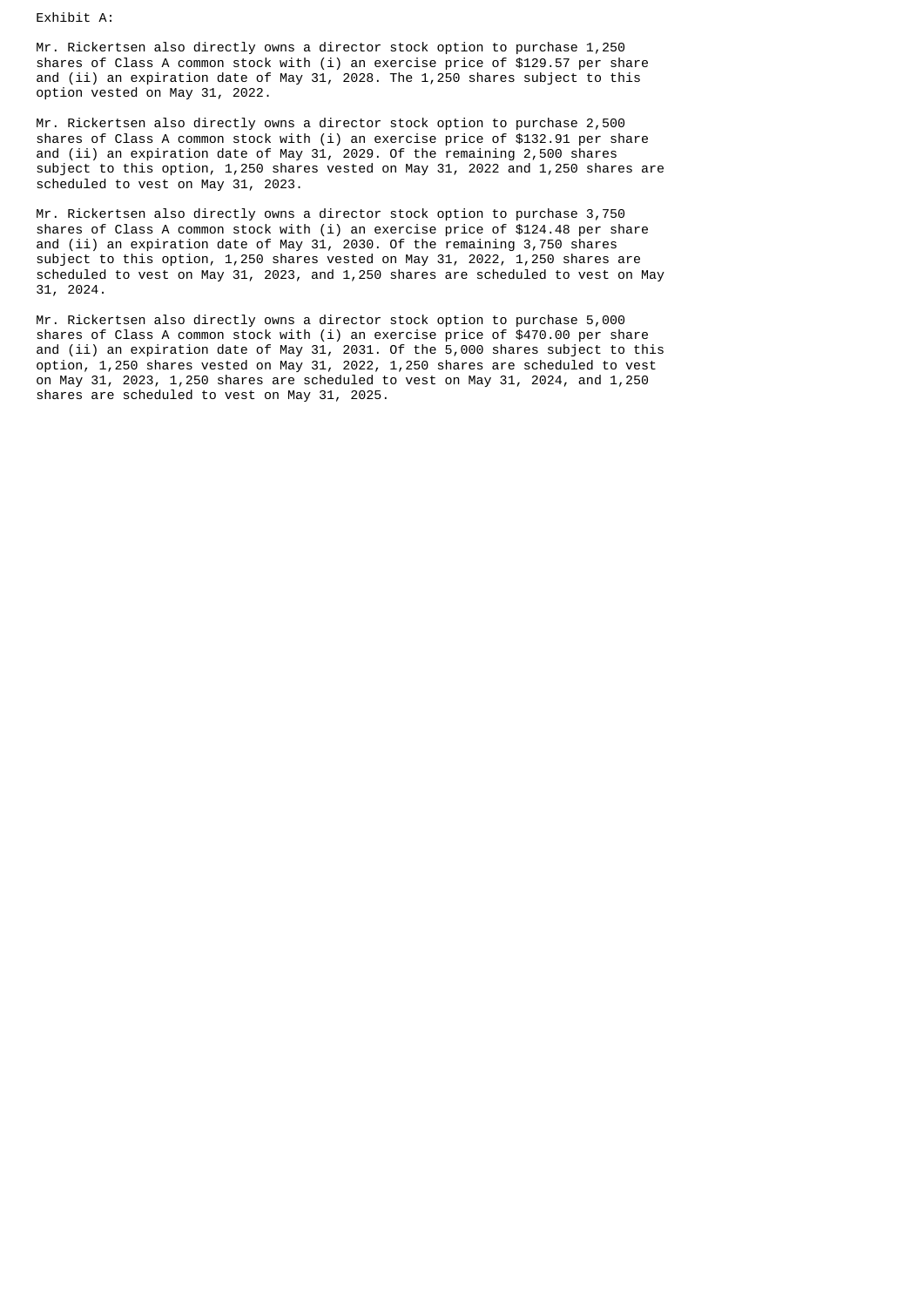Exhibit A:

Mr. Rickertsen also directly owns a director stock option to purchase 1,250 shares of Class A common stock with (i) an exercise price of $129.57 per share and (ii) an expiration date of May 31, 2028. The 1,250 shares subject to this option vested on May 31, 2022.

Mr. Rickertsen also directly owns a director stock option to purchase 2,500 shares of Class A common stock with (i) an exercise price of $132.91 per share and (ii) an expiration date of May 31, 2029. Of the remaining 2,500 shares subject to this option, 1,250 shares vested on May 31, 2022 and 1,250 shares are scheduled to vest on May 31, 2023.

Mr. Rickertsen also directly owns a director stock option to purchase 3,750 shares of Class A common stock with (i) an exercise price of $124.48 per share and (ii) an expiration date of May 31, 2030. Of the remaining 3,750 shares subject to this option, 1,250 shares vested on May 31, 2022, 1,250 shares are scheduled to vest on May 31, 2023, and 1,250 shares are scheduled to vest on May 31, 2024.

Mr. Rickertsen also directly owns a director stock option to purchase 5,000 shares of Class A common stock with (i) an exercise price of $470.00 per share and (ii) an expiration date of May 31, 2031. Of the 5,000 shares subject to this option, 1,250 shares vested on May 31, 2022, 1,250 shares are scheduled to vest on May 31, 2023, 1,250 shares are scheduled to vest on May 31, 2024, and 1,250 shares are scheduled to vest on May 31, 2025.